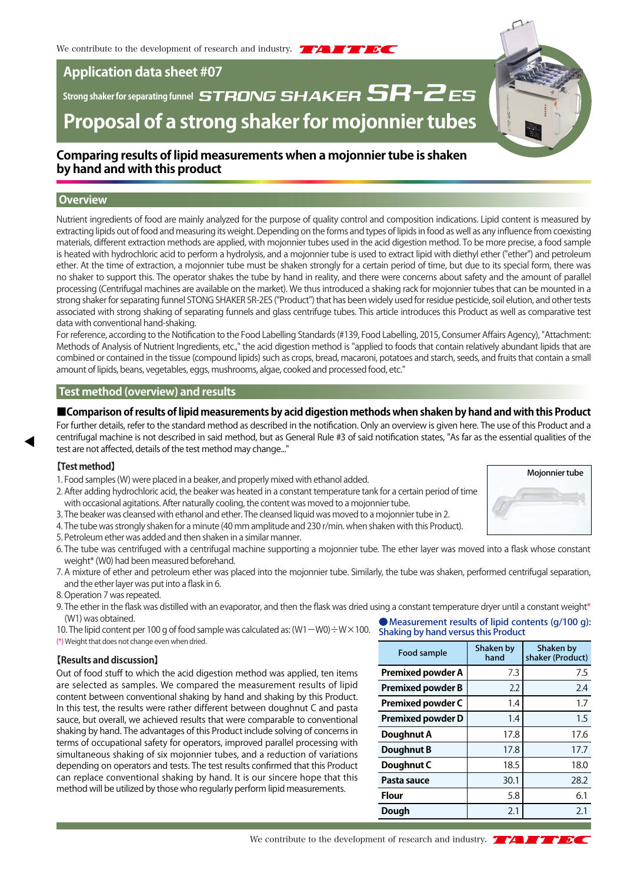We contribute to the development of research and industry. TAITEC

# Application data sheet #07

Strong shaker for separating funnel **STRONG SHAKER SR-2ES**

# Proposal of a strong shaker for mojonnier tubes

## Comparing results of lipid measurements when a mojonnier tube is shaken by hand and with this product

## Overview

Nutrient ingredients of food are mainly analyzed for the purpose of quality control and composition indications. Lipid content is measured by extracting lipids out of food and measuring its weight. Depending on the forms and types of lipids in food as well as any influence from coexisting materials, different extraction methods are applied, with mojonnier tubes used in the acid digestion method. To be more precise, a food sample is heated with hydrochloric acid to perform a hydrolysis, and a mojonnier tube is used to extract lipid with diethyl ether ("ether") and petroleum ether. At the time of extraction, a mojonnier tube must be shaken strongly for a certain period of time, but due to its special form, there was no shaker to support this. The operator shakes the tube by hand in reality, and there were concerns about safety and the amount of parallel processing (Centrifugal machines are available on the market). We thus introduced a shaking rack for mojonnier tubes that can be mounted in a strong shaker for separating funnel STONG SHAKER SR-2ES ("Product") that has been widely used for residue pesticide, soil elution, and other tests associated with strong shaking of separating funnels and glass centrifuge tubes. This article introduces this Product as well as comparative test data with conventional hand-shaking.

For reference, according to the Notification to the Food Labelling Standards (#139, Food Labelling, 2015, Consumer Affairs Agency), "Attachment: Methods of Analysis of Nutrient Ingredients, etc.," the acid digestion method is "applied to foods that contain relatively abundant lipids that are combined or contained in the tissue (compound lipids) such as crops, bread, macaroni, potatoes and starch, seeds, and fruits that contain a small amount of lipids, beans, vegetables, eggs, mushrooms, algae, cooked and processed food, etc."

## Test method (overview) and results

### ■Comparison of results of lipid measurements by acid digestion methods when shaken by hand and with this Product

For further details, refer to the standard method as described in the notification. Only an overview is given here. The use of this Product and a centrifugal machine is not described in said method, but as General Rule #3 of said notification states, "As far as the essential qualities of the test are not affected, details of the test method may change..."

**【Test method】**

Mojonnier tube

1. Food samples (W) were placed in a beaker, and properly mixed with ethanol added.
2. After adding hydrochloric acid, the beaker was heated in a constant temperature tank for a certain period of time with occasional agitations. After naturally cooling, the content was moved to a mojonnier tube.
3. The beaker was cleansed with ethanol and ether. The cleansed liquid was moved to a mojonnier tube in 2.
4. The tube was strongly shaken for a minute (40 mm amplitude and 230 r/min. when shaken with this Product).
5. Petroleum ether was added and then shaken in a similar manner.
6. The tube was centrifuged with a centrifugal machine supporting a mojonnier tube. The ether layer was moved into a flask whose constant weight* (W0) had been measured beforehand.
7. A mixture of ether and petroleum ether was placed into the mojonnier tube. Similarly, the tube was shaken, performed centrifugal separation, and the ether layer was put into a flask in 6.
8. Operation 7 was repeated.
9. The ether in the flask was distilled with an evaporator, and then the flask was dried using a constant temperature dryer until a constant weight* (W1) was obtained.
10. The lipid content per 100 g of food sample was calculated as: (W1−W0)÷W×100.

(*) Weight that does not change even when dried.

**【Results and discussion】**

Out of food stuff to which the acid digestion method was applied, ten items are selected as samples. We compared the measurement results of lipid content between conventional shaking by hand and shaking by this Product. In this test, the results were rather different between doughnut C and pasta sauce, but overall, we achieved results that were comparable to conventional shaking by hand. The advantages of this Product include solving of concerns in terms of occupational safety for operators, improved parallel processing with simultaneous shaking of six mojonnier tubes, and a reduction of variations depending on operators and tests. The test results confirmed that this Product can replace conventional shaking by hand. It is our sincere hope that this method will be utilized by those who regularly perform lipid measurements.

●Measurement results of lipid contents (g/100 g): Shaking by hand versus this Product

| Food sample | Shaken by hand | Shaken by shaker (Product) |
|---|---|---|
| **Premixed powder A** | 7.3 | 7.5 |
| **Premixed powder B** | 2.2 | 2.4 |
| **Premixed powder C** | 1.4 | 1.7 |
| **Premixed powder D** | 1.4 | 1.5 |
| **Doughnut A** | 17.8 | 17.6 |
| **Doughnut B** | 17.8 | 17.7 |
| **Doughnut C** | 18.5 | 18.0 |
| **Pasta sauce** | 30.1 | 28.2 |
| **Flour** | 5.8 | 6.1 |
| **Dough** | 2.1 | 2.1 |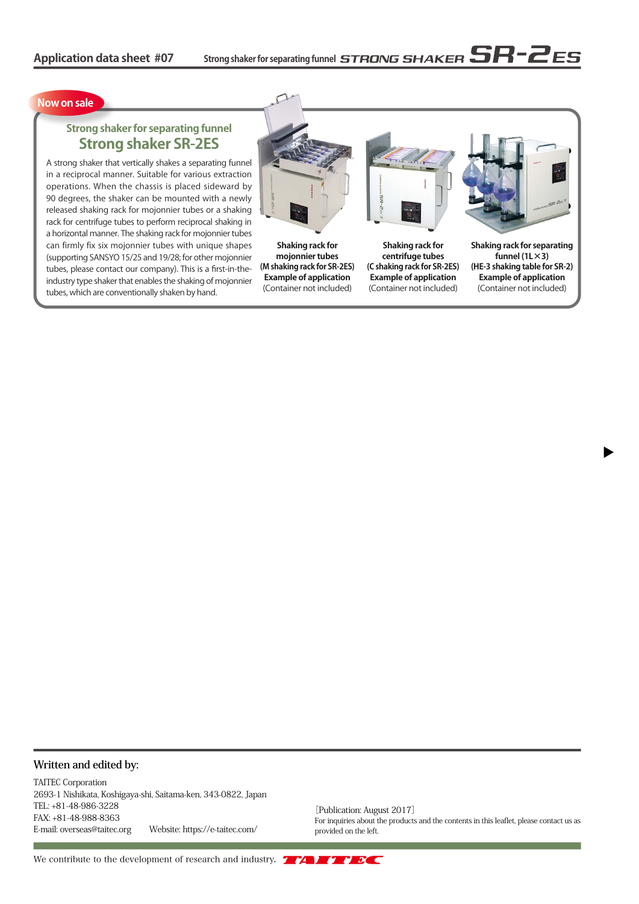Now on sale

## Strong shaker for separating funnel
## Strong shaker SR-2ES

A strong shaker that vertically shakes a separating funnel in a reciprocal manner. Suitable for various extraction operations. When the chassis is placed sideward by 90 degrees, the shaker can be mounted with a newly released shaking rack for mojonnier tubes or a shaking rack for centrifuge tubes to perform reciprocal shaking in a horizontal manner. The shaking rack for mojonnier tubes can firmly fix six mojonnier tubes with unique shapes (supporting SANSYO 15/25 and 19/28; for other mojonnier tubes, please contact our company). This is a first-in-the-industry type shaker that enables the shaking of mojonnier tubes, which are conventionally shaken by hand.

**Shaking rack for mojonnier tubes**
**(M shaking rack for SR-2ES)**
**Example of application**
(Container not included)

**Shaking rack for centrifuge tubes**
**(C shaking rack for SR-2ES)**
**Example of application**
(Container not included)

**Shaking rack for separating funnel (1L×3)**
**(HE-3 shaking table for SR-2)**
**Example of application**
(Container not included)

### Written and edited by:

TAITEC Corporation
2693-1 Nishikata, Koshigaya-shi, Saitama-ken, 343-0822, Japan
TEL: +81-48-986-3228
FAX: +81-48-988-8363
E-mail: overseas@taitec.org Website: https://e-taitec.com/

[Publication: August 2017]
For inquiries about the products and the contents in this leaflet, please contact us as provided on the left.

We contribute to the development of research and industry. TAITEC